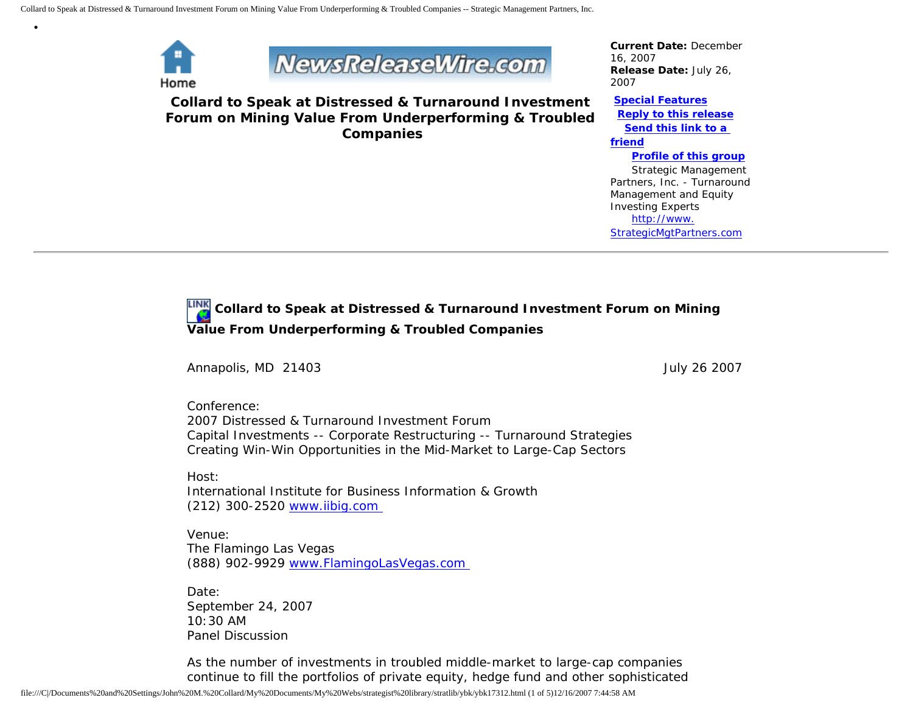Home

# Collard to Speak at Distressed & Turnaround Investment Forum on Mining Value From Underperforming & Troubled Companies

**Current Date:** December 16, 2007
**Release Date:** July 26, 2007

**Special Features**
**Reply to this release**
**Send this link to a friend**
**Profile of this group**

Strategic Management Partners, Inc. - Turnaround Management and Equity Investing Experts
http://www.StrategicMgtPartners.com

---

## Collard to Speak at Distressed & Turnaround Investment Forum on Mining Value From Underperforming & Troubled Companies

Annapolis, MD 21403 July 26 2007

Conference:
2007 Distressed & Turnaround Investment Forum
Capital Investments -- Corporate Restructuring -- Turnaround Strategies
Creating Win-Win Opportunities in the Mid-Market to Large-Cap Sectors

Host:
International Institute for Business Information & Growth
(212) 300-2520 www.iibig.com

Venue:
The Flamingo Las Vegas
(888) 902-9929 www.FlamingoLasVegas.com

Date:
September 24, 2007
10:30 AM
Panel Discussion

As the number of investments in troubled middle-market to large-cap companies continue to fill the portfolios of private equity, hedge fund and other sophisticated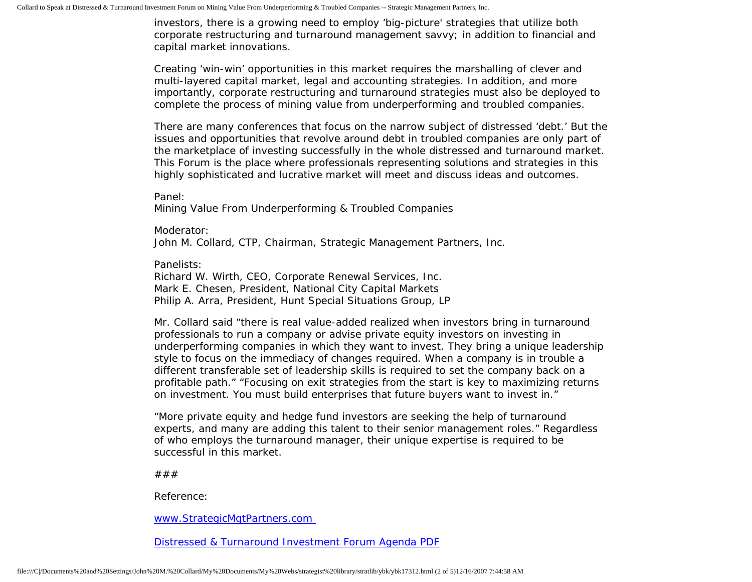investors, there is a growing need to employ 'big-picture' strategies that utilize both corporate restructuring and turnaround management savvy; in addition to financial and capital market innovations.

Creating 'win-win' opportunities in this market requires the marshalling of clever and multi-layered capital market, legal and accounting strategies. In addition, and more importantly, corporate restructuring and turnaround strategies must also be deployed to complete the process of mining value from underperforming and troubled companies.

There are many conferences that focus on the narrow subject of distressed 'debt.' But the issues and opportunities that revolve around debt in troubled companies are only part of the marketplace of investing successfully in the whole distressed and turnaround market. This Forum is the place where professionals representing solutions and strategies in this highly sophisticated and lucrative market will meet and discuss ideas and outcomes.

Panel:
Mining Value From Underperforming & Troubled Companies

Moderator:
John M. Collard, CTP, Chairman, Strategic Management Partners, Inc.

Panelists:
Richard W. Wirth, CEO, Corporate Renewal Services, Inc.
Mark E. Chesen, President, National City Capital Markets
Philip A. Arra, President, Hunt Special Situations Group, LP

Mr. Collard said "there is real value-added realized when investors bring in turnaround professionals to run a company or advise private equity investors on investing in underperforming companies in which they want to invest. They bring a unique leadership style to focus on the immediacy of changes required. When a company is in trouble a different transferable set of leadership skills is required to set the company back on a profitable path." "Focusing on exit strategies from the start is key to maximizing returns on investment. You must build enterprises that future buyers want to invest in."

"More private equity and hedge fund investors are seeking the help of turnaround experts, and many are adding this talent to their senior management roles." Regardless of who employs the turnaround manager, their unique expertise is required to be successful in this market.

###

Reference:

[www.StrategicMgtPartners.com](http://www.StrategicMgtPartners.com)

[Distressed & Turnaround Investment Forum Agenda PDF]()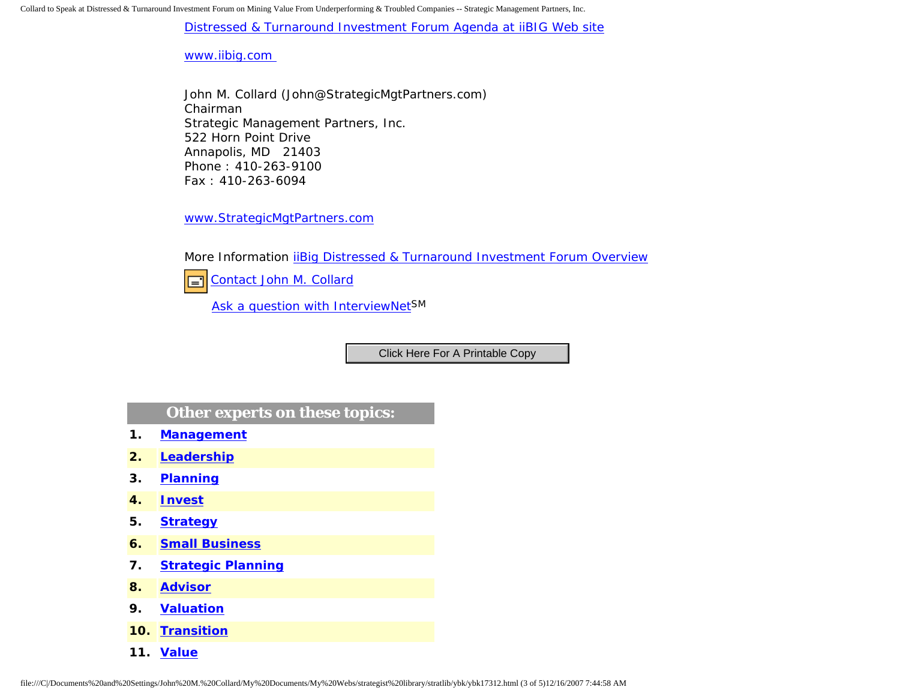Distressed & Turnaround Investment Forum Agenda at iiBIG Web site

www.iibig.com

John M. Collard (John@StrategicMgtPartners.com)
Chairman
Strategic Management Partners, Inc.
522 Horn Point Drive
Annapolis, MD 21403
Phone : 410-263-9100
Fax : 410-263-6094

www.StrategicMgtPartners.com

More Information iiBig Distressed & Turnaround Investment Forum Overview

Contact John M. Collard

Ask a question with InterviewNet[SM]

Click Here For A Printable Copy

**Other experts on these topics:**

1. **Management**
2. **Leadership**
3. **Planning**
4. **Invest**
5. **Strategy**
6. **Small Business**
7. **Strategic Planning**
8. **Advisor**
9. **Valuation**
10. **Transition**
11. **Value**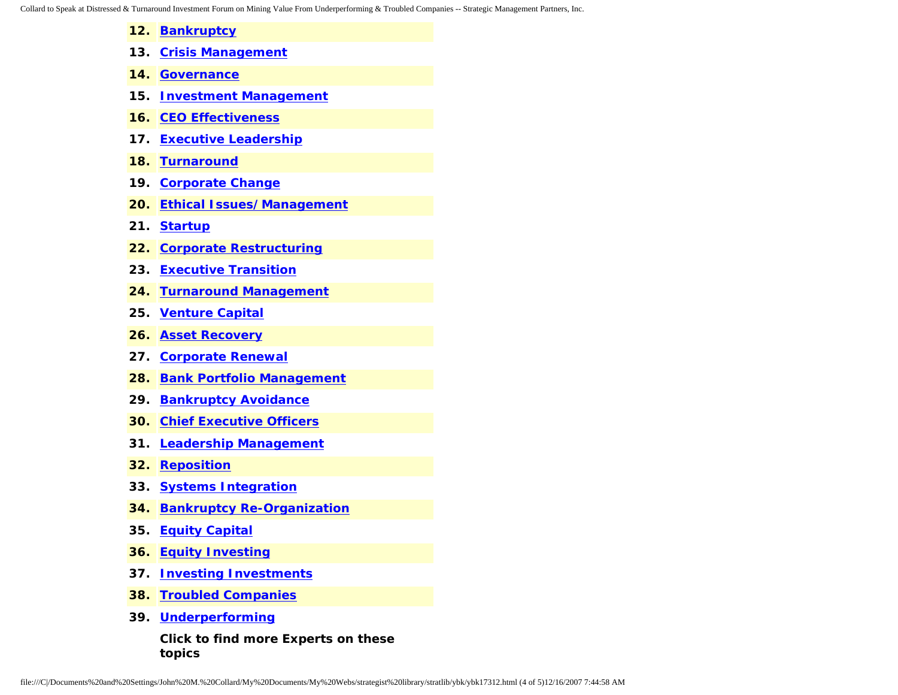12. **Bankruptcy**
13. **Crisis Management**
14. **Governance**
15. **Investment Management**
16. **CEO Effectiveness**
17. **Executive Leadership**
18. **Turnaround**
19. **Corporate Change**
20. **Ethical Issues/Management**
21. **Startup**
22. **Corporate Restructuring**
23. **Executive Transition**
24. **Turnaround Management**
25. **Venture Capital**
26. **Asset Recovery**
27. **Corporate Renewal**
28. **Bank Portfolio Management**
29. **Bankruptcy Avoidance**
30. **Chief Executive Officers**
31. **Leadership Management**
32. **Reposition**
33. **Systems Integration**
34. **Bankruptcy Re-Organization**
35. **Equity Capital**
36. **Equity Investing**
37. **Investing Investments**
38. **Troubled Companies**
39. **Underperforming**

**Click to find more Experts on these topics**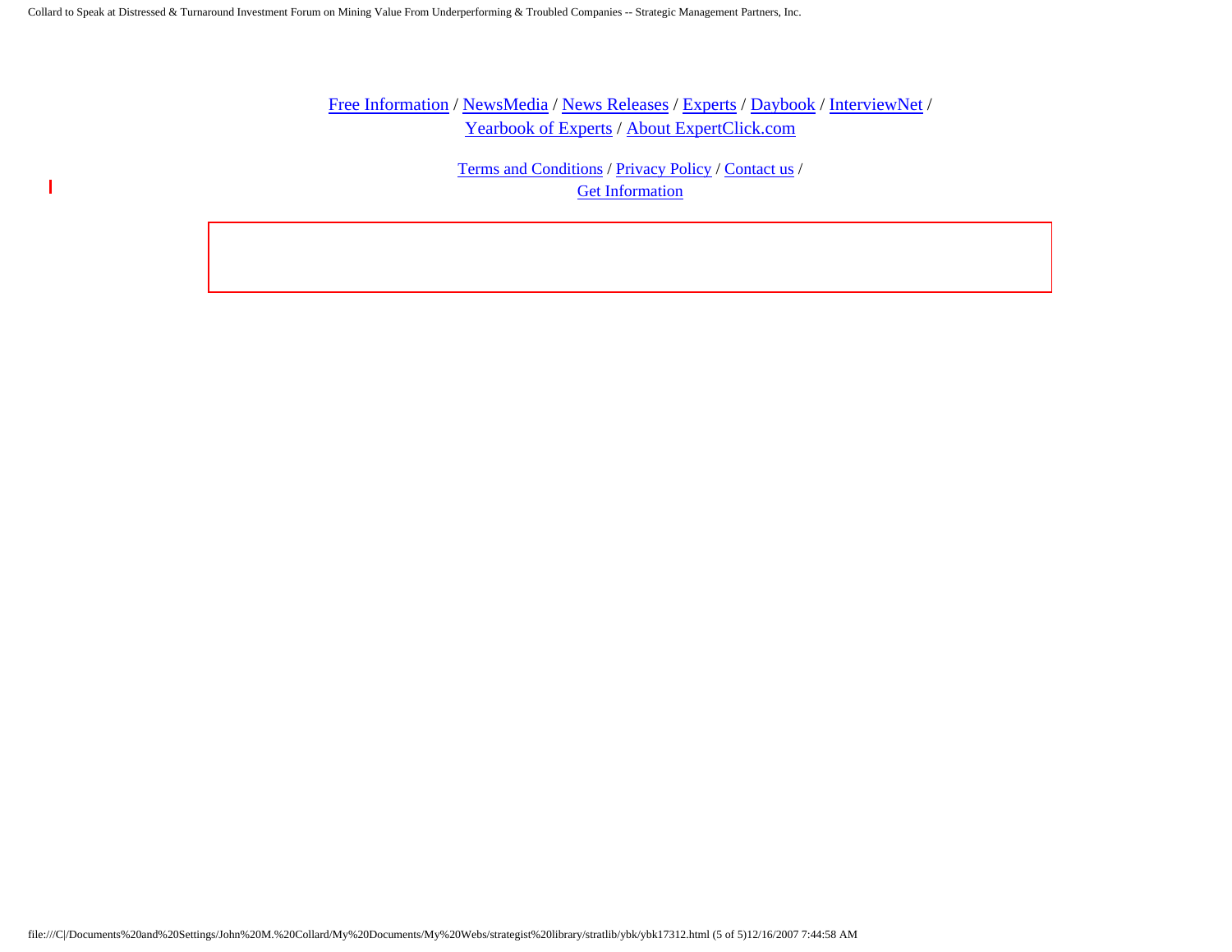Free Information / NewsMedia / News Releases / Experts / Daybook / InterviewNet / Yearbook of Experts / About ExpertClick.com

Terms and Conditions / Privacy Policy / Contact us / Get Information